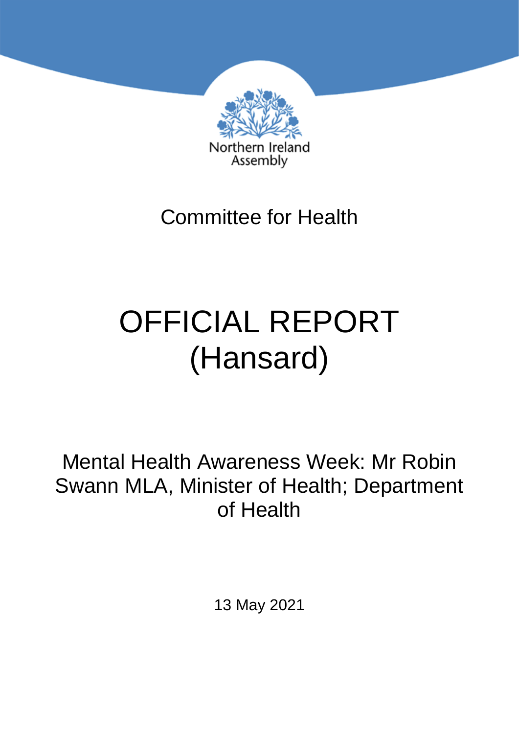Northern Ireland Assembly

Committee for Health

# OFFICIAL REPORT (Hansard)

## Mental Health Awareness Week: Mr Robin Swann MLA, Minister of Health; Department of Health

13 May 2021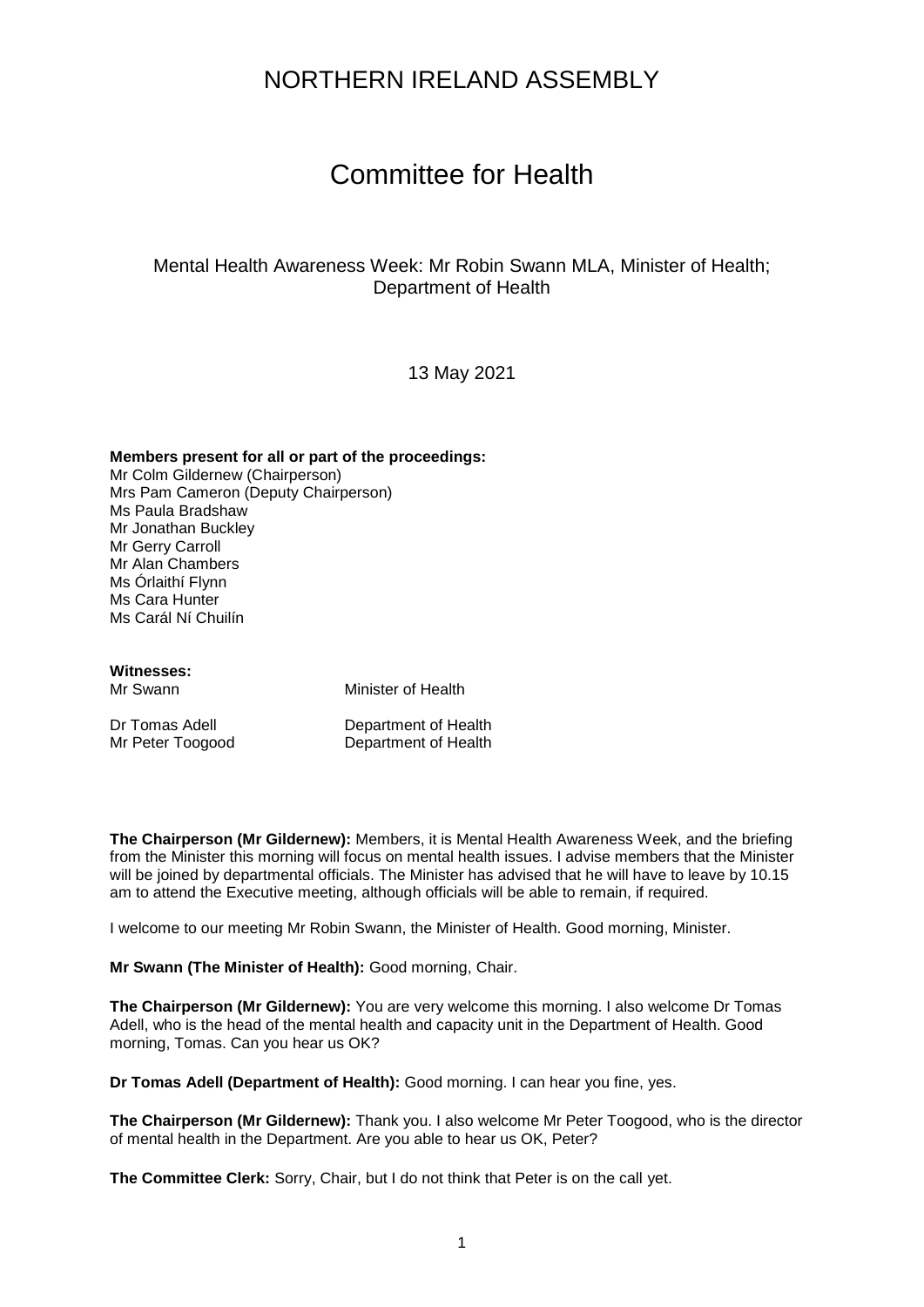# NORTHERN IRELAND ASSEMBLY

# Committee for Health

Mental Health Awareness Week: Mr Robin Swann MLA, Minister of Health; Department of Health

13 May 2021

**Members present for all or part of the proceedings:**
Mr Colm Gildernew (Chairperson)
Mrs Pam Cameron (Deputy Chairperson)
Ms Paula Bradshaw
Mr Jonathan Buckley
Mr Gerry Carroll
Mr Alan Chambers
Ms Órlaithí Flynn
Ms Cara Hunter
Ms Carál Ní Chuilín

**Witnesses:**

| | |
|---|---|
| Mr Swann | Minister of Health |
| Dr Tomas Adell | Department of Health |
| Mr Peter Toogood | Department of Health |

**The Chairperson (Mr Gildernew):** Members, it is Mental Health Awareness Week, and the briefing from the Minister this morning will focus on mental health issues. I advise members that the Minister will be joined by departmental officials. The Minister has advised that he will have to leave by 10.15 am to attend the Executive meeting, although officials will be able to remain, if required.

I welcome to our meeting Mr Robin Swann, the Minister of Health. Good morning, Minister.

**Mr Swann (The Minister of Health):** Good morning, Chair.

**The Chairperson (Mr Gildernew):** You are very welcome this morning. I also welcome Dr Tomas Adell, who is the head of the mental health and capacity unit in the Department of Health. Good morning, Tomas. Can you hear us OK?

**Dr Tomas Adell (Department of Health):** Good morning. I can hear you fine, yes.

**The Chairperson (Mr Gildernew):** Thank you. I also welcome Mr Peter Toogood, who is the director of mental health in the Department. Are you able to hear us OK, Peter?

**The Committee Clerk:** Sorry, Chair, but I do not think that Peter is on the call yet.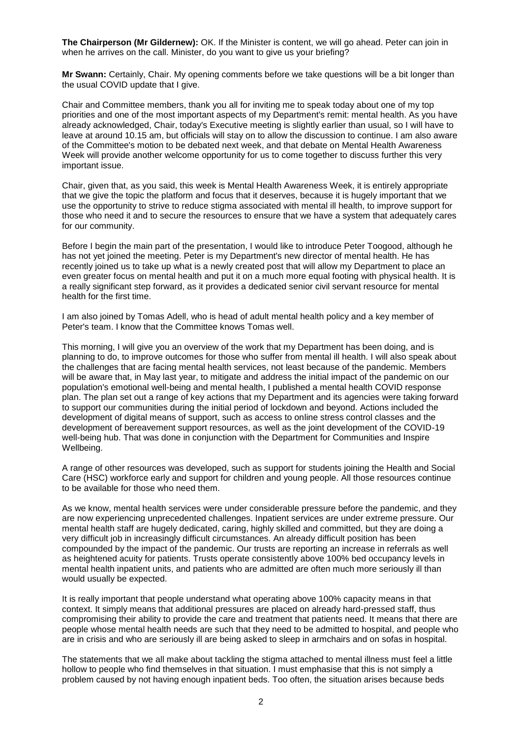**The Chairperson (Mr Gildernew):** OK. If the Minister is content, we will go ahead. Peter can join in when he arrives on the call. Minister, do you want to give us your briefing?

**Mr Swann:** Certainly, Chair. My opening comments before we take questions will be a bit longer than the usual COVID update that I give.

Chair and Committee members, thank you all for inviting me to speak today about one of my top priorities and one of the most important aspects of my Department's remit: mental health. As you have already acknowledged, Chair, today's Executive meeting is slightly earlier than usual, so I will have to leave at around 10.15 am, but officials will stay on to allow the discussion to continue. I am also aware of the Committee's motion to be debated next week, and that debate on Mental Health Awareness Week will provide another welcome opportunity for us to come together to discuss further this very important issue.

Chair, given that, as you said, this week is Mental Health Awareness Week, it is entirely appropriate that we give the topic the platform and focus that it deserves, because it is hugely important that we use the opportunity to strive to reduce stigma associated with mental ill health, to improve support for those who need it and to secure the resources to ensure that we have a system that adequately cares for our community.

Before I begin the main part of the presentation, I would like to introduce Peter Toogood, although he has not yet joined the meeting. Peter is my Department's new director of mental health. He has recently joined us to take up what is a newly created post that will allow my Department to place an even greater focus on mental health and put it on a much more equal footing with physical health. It is a really significant step forward, as it provides a dedicated senior civil servant resource for mental health for the first time.

I am also joined by Tomas Adell, who is head of adult mental health policy and a key member of Peter's team. I know that the Committee knows Tomas well.

This morning, I will give you an overview of the work that my Department has been doing, and is planning to do, to improve outcomes for those who suffer from mental ill health. I will also speak about the challenges that are facing mental health services, not least because of the pandemic. Members will be aware that, in May last year, to mitigate and address the initial impact of the pandemic on our population's emotional well-being and mental health, I published a mental health COVID response plan. The plan set out a range of key actions that my Department and its agencies were taking forward to support our communities during the initial period of lockdown and beyond. Actions included the development of digital means of support, such as access to online stress control classes and the development of bereavement support resources, as well as the joint development of the COVID-19 well-being hub. That was done in conjunction with the Department for Communities and Inspire Wellbeing.

A range of other resources was developed, such as support for students joining the Health and Social Care (HSC) workforce early and support for children and young people. All those resources continue to be available for those who need them.

As we know, mental health services were under considerable pressure before the pandemic, and they are now experiencing unprecedented challenges. Inpatient services are under extreme pressure. Our mental health staff are hugely dedicated, caring, highly skilled and committed, but they are doing a very difficult job in increasingly difficult circumstances. An already difficult position has been compounded by the impact of the pandemic. Our trusts are reporting an increase in referrals as well as heightened acuity for patients. Trusts operate consistently above 100% bed occupancy levels in mental health inpatient units, and patients who are admitted are often much more seriously ill than would usually be expected.

It is really important that people understand what operating above 100% capacity means in that context. It simply means that additional pressures are placed on already hard-pressed staff, thus compromising their ability to provide the care and treatment that patients need. It means that there are people whose mental health needs are such that they need to be admitted to hospital, and people who are in crisis and who are seriously ill are being asked to sleep in armchairs and on sofas in hospital.

The statements that we all make about tackling the stigma attached to mental illness must feel a little hollow to people who find themselves in that situation. I must emphasise that this is not simply a problem caused by not having enough inpatient beds. Too often, the situation arises because beds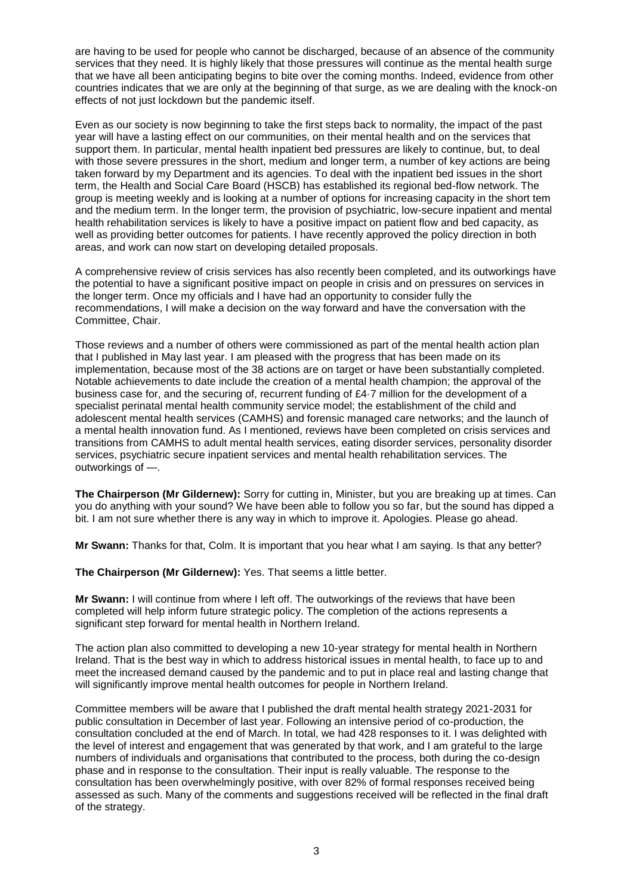are having to be used for people who cannot be discharged, because of an absence of the community services that they need. It is highly likely that those pressures will continue as the mental health surge that we have all been anticipating begins to bite over the coming months. Indeed, evidence from other countries indicates that we are only at the beginning of that surge, as we are dealing with the knock-on effects of not just lockdown but the pandemic itself.

Even as our society is now beginning to take the first steps back to normality, the impact of the past year will have a lasting effect on our communities, on their mental health and on the services that support them. In particular, mental health inpatient bed pressures are likely to continue, but, to deal with those severe pressures in the short, medium and longer term, a number of key actions are being taken forward by my Department and its agencies. To deal with the inpatient bed issues in the short term, the Health and Social Care Board (HSCB) has established its regional bed-flow network. The group is meeting weekly and is looking at a number of options for increasing capacity in the short tem and the medium term. In the longer term, the provision of psychiatric, low-secure inpatient and mental health rehabilitation services is likely to have a positive impact on patient flow and bed capacity, as well as providing better outcomes for patients. I have recently approved the policy direction in both areas, and work can now start on developing detailed proposals.

A comprehensive review of crisis services has also recently been completed, and its outworkings have the potential to have a significant positive impact on people in crisis and on pressures on services in the longer term. Once my officials and I have had an opportunity to consider fully the recommendations, I will make a decision on the way forward and have the conversation with the Committee, Chair.

Those reviews and a number of others were commissioned as part of the mental health action plan that I published in May last year. I am pleased with the progress that has been made on its implementation, because most of the 38 actions are on target or have been substantially completed. Notable achievements to date include the creation of a mental health champion; the approval of the business case for, and the securing of, recurrent funding of £4·7 million for the development of a specialist perinatal mental health community service model; the establishment of the child and adolescent mental health services (CAMHS) and forensic managed care networks; and the launch of a mental health innovation fund. As I mentioned, reviews have been completed on crisis services and transitions from CAMHS to adult mental health services, eating disorder services, personality disorder services, psychiatric secure inpatient services and mental health rehabilitation services. The outworkings of —.

**The Chairperson (Mr Gildernew):** Sorry for cutting in, Minister, but you are breaking up at times. Can you do anything with your sound? We have been able to follow you so far, but the sound has dipped a bit. I am not sure whether there is any way in which to improve it. Apologies. Please go ahead.

**Mr Swann:** Thanks for that, Colm. It is important that you hear what I am saying. Is that any better?

**The Chairperson (Mr Gildernew):** Yes. That seems a little better.

**Mr Swann:** I will continue from where I left off. The outworkings of the reviews that have been completed will help inform future strategic policy. The completion of the actions represents a significant step forward for mental health in Northern Ireland.

The action plan also committed to developing a new 10-year strategy for mental health in Northern Ireland. That is the best way in which to address historical issues in mental health, to face up to and meet the increased demand caused by the pandemic and to put in place real and lasting change that will significantly improve mental health outcomes for people in Northern Ireland.

Committee members will be aware that I published the draft mental health strategy 2021-2031 for public consultation in December of last year. Following an intensive period of co-production, the consultation concluded at the end of March. In total, we had 428 responses to it. I was delighted with the level of interest and engagement that was generated by that work, and I am grateful to the large numbers of individuals and organisations that contributed to the process, both during the co-design phase and in response to the consultation. Their input is really valuable. The response to the consultation has been overwhelmingly positive, with over 82% of formal responses received being assessed as such. Many of the comments and suggestions received will be reflected in the final draft of the strategy.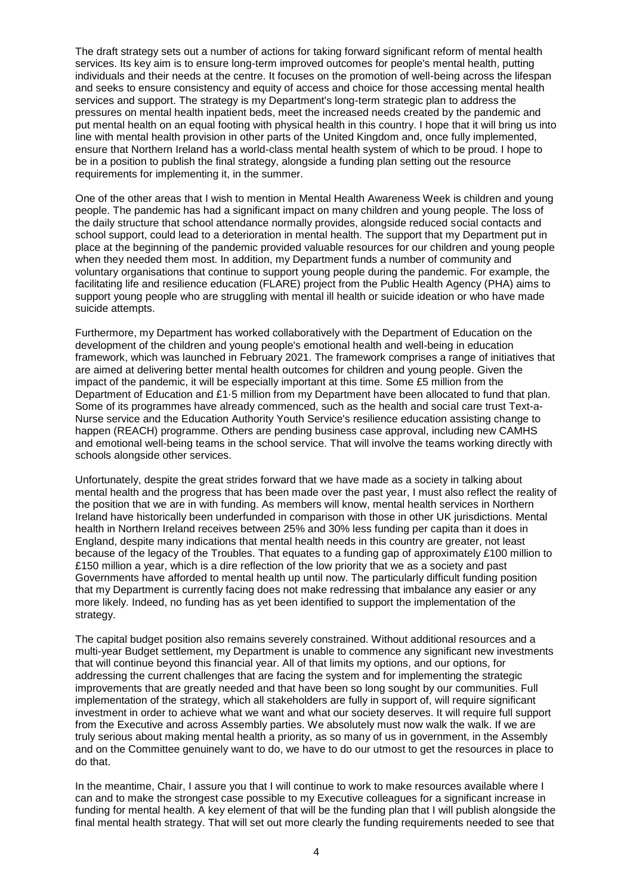The draft strategy sets out a number of actions for taking forward significant reform of mental health services. Its key aim is to ensure long-term improved outcomes for people's mental health, putting individuals and their needs at the centre. It focuses on the promotion of well-being across the lifespan and seeks to ensure consistency and equity of access and choice for those accessing mental health services and support. The strategy is my Department's long-term strategic plan to address the pressures on mental health inpatient beds, meet the increased needs created by the pandemic and put mental health on an equal footing with physical health in this country. I hope that it will bring us into line with mental health provision in other parts of the United Kingdom and, once fully implemented, ensure that Northern Ireland has a world-class mental health system of which to be proud. I hope to be in a position to publish the final strategy, alongside a funding plan setting out the resource requirements for implementing it, in the summer.

One of the other areas that I wish to mention in Mental Health Awareness Week is children and young people. The pandemic has had a significant impact on many children and young people. The loss of the daily structure that school attendance normally provides, alongside reduced social contacts and school support, could lead to a deterioration in mental health. The support that my Department put in place at the beginning of the pandemic provided valuable resources for our children and young people when they needed them most. In addition, my Department funds a number of community and voluntary organisations that continue to support young people during the pandemic. For example, the facilitating life and resilience education (FLARE) project from the Public Health Agency (PHA) aims to support young people who are struggling with mental ill health or suicide ideation or who have made suicide attempts.

Furthermore, my Department has worked collaboratively with the Department of Education on the development of the children and young people's emotional health and well-being in education framework, which was launched in February 2021. The framework comprises a range of initiatives that are aimed at delivering better mental health outcomes for children and young people. Given the impact of the pandemic, it will be especially important at this time. Some £5 million from the Department of Education and £1·5 million from my Department have been allocated to fund that plan. Some of its programmes have already commenced, such as the health and social care trust Text-a-Nurse service and the Education Authority Youth Service's resilience education assisting change to happen (REACH) programme. Others are pending business case approval, including new CAMHS and emotional well-being teams in the school service. That will involve the teams working directly with schools alongside other services.

Unfortunately, despite the great strides forward that we have made as a society in talking about mental health and the progress that has been made over the past year, I must also reflect the reality of the position that we are in with funding. As members will know, mental health services in Northern Ireland have historically been underfunded in comparison with those in other UK jurisdictions. Mental health in Northern Ireland receives between 25% and 30% less funding per capita than it does in England, despite many indications that mental health needs in this country are greater, not least because of the legacy of the Troubles. That equates to a funding gap of approximately £100 million to £150 million a year, which is a dire reflection of the low priority that we as a society and past Governments have afforded to mental health up until now. The particularly difficult funding position that my Department is currently facing does not make redressing that imbalance any easier or any more likely. Indeed, no funding has as yet been identified to support the implementation of the strategy.

The capital budget position also remains severely constrained. Without additional resources and a multi-year Budget settlement, my Department is unable to commence any significant new investments that will continue beyond this financial year. All of that limits my options, and our options, for addressing the current challenges that are facing the system and for implementing the strategic improvements that are greatly needed and that have been so long sought by our communities. Full implementation of the strategy, which all stakeholders are fully in support of, will require significant investment in order to achieve what we want and what our society deserves. It will require full support from the Executive and across Assembly parties. We absolutely must now walk the walk. If we are truly serious about making mental health a priority, as so many of us in government, in the Assembly and on the Committee genuinely want to do, we have to do our utmost to get the resources in place to do that.

In the meantime, Chair, I assure you that I will continue to work to make resources available where I can and to make the strongest case possible to my Executive colleagues for a significant increase in funding for mental health. A key element of that will be the funding plan that I will publish alongside the final mental health strategy. That will set out more clearly the funding requirements needed to see that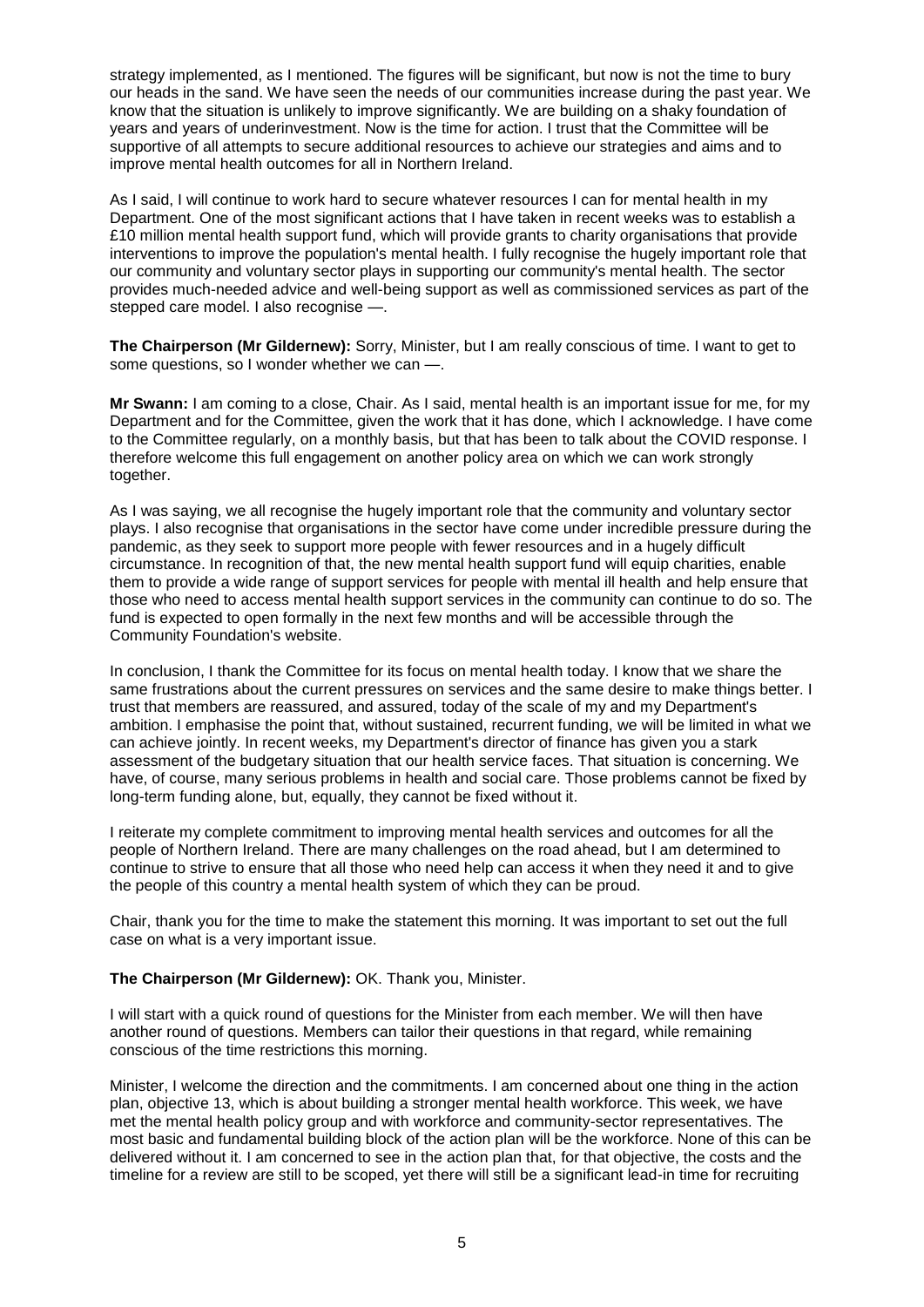strategy implemented, as I mentioned. The figures will be significant, but now is not the time to bury our heads in the sand. We have seen the needs of our communities increase during the past year. We know that the situation is unlikely to improve significantly. We are building on a shaky foundation of years and years of underinvestment. Now is the time for action. I trust that the Committee will be supportive of all attempts to secure additional resources to achieve our strategies and aims and to improve mental health outcomes for all in Northern Ireland.

As I said, I will continue to work hard to secure whatever resources I can for mental health in my Department. One of the most significant actions that I have taken in recent weeks was to establish a £10 million mental health support fund, which will provide grants to charity organisations that provide interventions to improve the population's mental health. I fully recognise the hugely important role that our community and voluntary sector plays in supporting our community's mental health. The sector provides much-needed advice and well-being support as well as commissioned services as part of the stepped care model. I also recognise —.

**The Chairperson (Mr Gildernew):** Sorry, Minister, but I am really conscious of time. I want to get to some questions, so I wonder whether we can —.

**Mr Swann:** I am coming to a close, Chair. As I said, mental health is an important issue for me, for my Department and for the Committee, given the work that it has done, which I acknowledge. I have come to the Committee regularly, on a monthly basis, but that has been to talk about the COVID response. I therefore welcome this full engagement on another policy area on which we can work strongly together.

As I was saying, we all recognise the hugely important role that the community and voluntary sector plays. I also recognise that organisations in the sector have come under incredible pressure during the pandemic, as they seek to support more people with fewer resources and in a hugely difficult circumstance. In recognition of that, the new mental health support fund will equip charities, enable them to provide a wide range of support services for people with mental ill health and help ensure that those who need to access mental health support services in the community can continue to do so. The fund is expected to open formally in the next few months and will be accessible through the Community Foundation's website.

In conclusion, I thank the Committee for its focus on mental health today. I know that we share the same frustrations about the current pressures on services and the same desire to make things better. I trust that members are reassured, and assured, today of the scale of my and my Department's ambition. I emphasise the point that, without sustained, recurrent funding, we will be limited in what we can achieve jointly. In recent weeks, my Department's director of finance has given you a stark assessment of the budgetary situation that our health service faces. That situation is concerning. We have, of course, many serious problems in health and social care. Those problems cannot be fixed by long-term funding alone, but, equally, they cannot be fixed without it.

I reiterate my complete commitment to improving mental health services and outcomes for all the people of Northern Ireland. There are many challenges on the road ahead, but I am determined to continue to strive to ensure that all those who need help can access it when they need it and to give the people of this country a mental health system of which they can be proud.

Chair, thank you for the time to make the statement this morning. It was important to set out the full case on what is a very important issue.

**The Chairperson (Mr Gildernew):** OK. Thank you, Minister.

I will start with a quick round of questions for the Minister from each member. We will then have another round of questions. Members can tailor their questions in that regard, while remaining conscious of the time restrictions this morning.

Minister, I welcome the direction and the commitments. I am concerned about one thing in the action plan, objective 13, which is about building a stronger mental health workforce. This week, we have met the mental health policy group and with workforce and community-sector representatives. The most basic and fundamental building block of the action plan will be the workforce. None of this can be delivered without it. I am concerned to see in the action plan that, for that objective, the costs and the timeline for a review are still to be scoped, yet there will still be a significant lead-in time for recruiting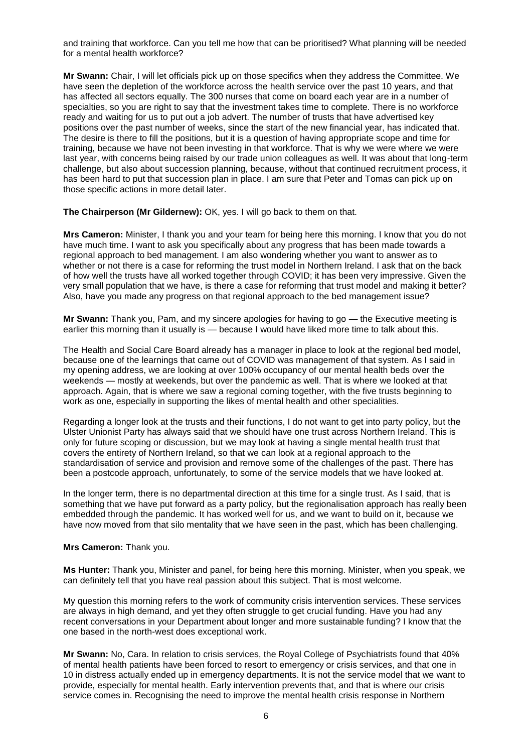and training that workforce. Can you tell me how that can be prioritised? What planning will be needed for a mental health workforce?

**Mr Swann:** Chair, I will let officials pick up on those specifics when they address the Committee. We have seen the depletion of the workforce across the health service over the past 10 years, and that has affected all sectors equally. The 300 nurses that come on board each year are in a number of specialties, so you are right to say that the investment takes time to complete. There is no workforce ready and waiting for us to put out a job advert. The number of trusts that have advertised key positions over the past number of weeks, since the start of the new financial year, has indicated that. The desire is there to fill the positions, but it is a question of having appropriate scope and time for training, because we have not been investing in that workforce. That is why we were where we were last year, with concerns being raised by our trade union colleagues as well. It was about that long-term challenge, but also about succession planning, because, without that continued recruitment process, it has been hard to put that succession plan in place. I am sure that Peter and Tomas can pick up on those specific actions in more detail later.

**The Chairperson (Mr Gildernew):** OK, yes. I will go back to them on that.

**Mrs Cameron:** Minister, I thank you and your team for being here this morning. I know that you do not have much time. I want to ask you specifically about any progress that has been made towards a regional approach to bed management. I am also wondering whether you want to answer as to whether or not there is a case for reforming the trust model in Northern Ireland. I ask that on the back of how well the trusts have all worked together through COVID; it has been very impressive. Given the very small population that we have, is there a case for reforming that trust model and making it better? Also, have you made any progress on that regional approach to the bed management issue?

**Mr Swann:** Thank you, Pam, and my sincere apologies for having to go — the Executive meeting is earlier this morning than it usually is — because I would have liked more time to talk about this.

The Health and Social Care Board already has a manager in place to look at the regional bed model, because one of the learnings that came out of COVID was management of that system. As I said in my opening address, we are looking at over 100% occupancy of our mental health beds over the weekends — mostly at weekends, but over the pandemic as well. That is where we looked at that approach. Again, that is where we saw a regional coming together, with the five trusts beginning to work as one, especially in supporting the likes of mental health and other specialities.

Regarding a longer look at the trusts and their functions, I do not want to get into party policy, but the Ulster Unionist Party has always said that we should have one trust across Northern Ireland. This is only for future scoping or discussion, but we may look at having a single mental health trust that covers the entirety of Northern Ireland, so that we can look at a regional approach to the standardisation of service and provision and remove some of the challenges of the past. There has been a postcode approach, unfortunately, to some of the service models that we have looked at.

In the longer term, there is no departmental direction at this time for a single trust. As I said, that is something that we have put forward as a party policy, but the regionalisation approach has really been embedded through the pandemic. It has worked well for us, and we want to build on it, because we have now moved from that silo mentality that we have seen in the past, which has been challenging.

**Mrs Cameron:** Thank you.

**Ms Hunter:** Thank you, Minister and panel, for being here this morning. Minister, when you speak, we can definitely tell that you have real passion about this subject. That is most welcome.

My question this morning refers to the work of community crisis intervention services. These services are always in high demand, and yet they often struggle to get crucial funding. Have you had any recent conversations in your Department about longer and more sustainable funding? I know that the one based in the north-west does exceptional work.

**Mr Swann:** No, Cara. In relation to crisis services, the Royal College of Psychiatrists found that 40% of mental health patients have been forced to resort to emergency or crisis services, and that one in 10 in distress actually ended up in emergency departments. It is not the service model that we want to provide, especially for mental health. Early intervention prevents that, and that is where our crisis service comes in. Recognising the need to improve the mental health crisis response in Northern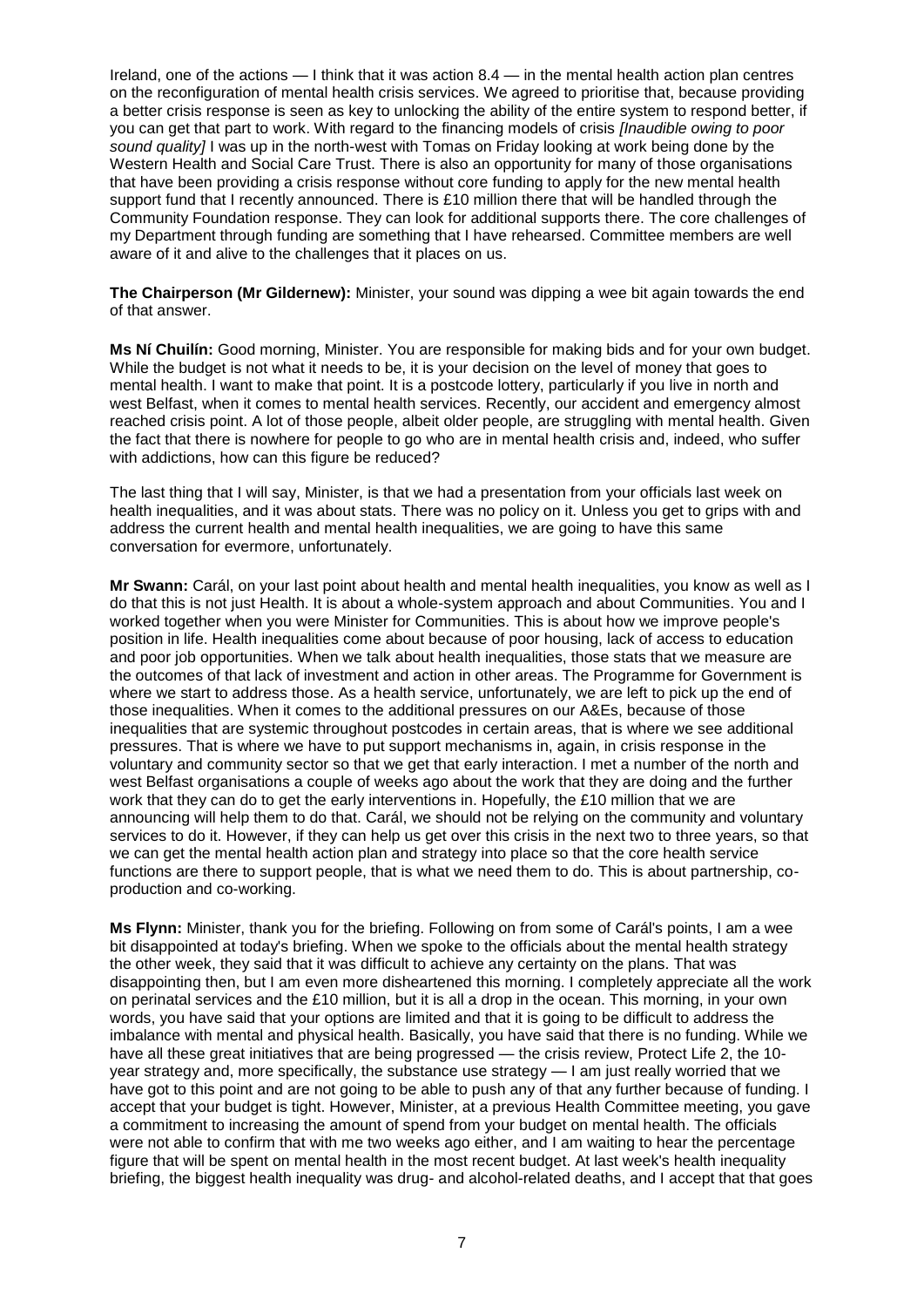Ireland, one of the actions — I think that it was action 8.4 — in the mental health action plan centres on the reconfiguration of mental health crisis services. We agreed to prioritise that, because providing a better crisis response is seen as key to unlocking the ability of the entire system to respond better, if you can get that part to work. With regard to the financing models of crisis *[Inaudible owing to poor sound quality]* I was up in the north-west with Tomas on Friday looking at work being done by the Western Health and Social Care Trust. There is also an opportunity for many of those organisations that have been providing a crisis response without core funding to apply for the new mental health support fund that I recently announced. There is £10 million there that will be handled through the Community Foundation response. They can look for additional supports there. The core challenges of my Department through funding are something that I have rehearsed. Committee members are well aware of it and alive to the challenges that it places on us.

**The Chairperson (Mr Gildernew):** Minister, your sound was dipping a wee bit again towards the end of that answer.

**Ms Ní Chuilín:** Good morning, Minister. You are responsible for making bids and for your own budget. While the budget is not what it needs to be, it is your decision on the level of money that goes to mental health. I want to make that point. It is a postcode lottery, particularly if you live in north and west Belfast, when it comes to mental health services. Recently, our accident and emergency almost reached crisis point. A lot of those people, albeit older people, are struggling with mental health. Given the fact that there is nowhere for people to go who are in mental health crisis and, indeed, who suffer with addictions, how can this figure be reduced?

The last thing that I will say, Minister, is that we had a presentation from your officials last week on health inequalities, and it was about stats. There was no policy on it. Unless you get to grips with and address the current health and mental health inequalities, we are going to have this same conversation for evermore, unfortunately.

**Mr Swann:** Carál, on your last point about health and mental health inequalities, you know as well as I do that this is not just Health. It is about a whole-system approach and about Communities. You and I worked together when you were Minister for Communities. This is about how we improve people's position in life. Health inequalities come about because of poor housing, lack of access to education and poor job opportunities. When we talk about health inequalities, those stats that we measure are the outcomes of that lack of investment and action in other areas. The Programme for Government is where we start to address those. As a health service, unfortunately, we are left to pick up the end of those inequalities. When it comes to the additional pressures on our A&Es, because of those inequalities that are systemic throughout postcodes in certain areas, that is where we see additional pressures. That is where we have to put support mechanisms in, again, in crisis response in the voluntary and community sector so that we get that early interaction. I met a number of the north and west Belfast organisations a couple of weeks ago about the work that they are doing and the further work that they can do to get the early interventions in. Hopefully, the £10 million that we are announcing will help them to do that. Carál, we should not be relying on the community and voluntary services to do it. However, if they can help us get over this crisis in the next two to three years, so that we can get the mental health action plan and strategy into place so that the core health service functions are there to support people, that is what we need them to do. This is about partnership, co-production and co-working.

**Ms Flynn:** Minister, thank you for the briefing. Following on from some of Carál's points, I am a wee bit disappointed at today's briefing. When we spoke to the officials about the mental health strategy the other week, they said that it was difficult to achieve any certainty on the plans. That was disappointing then, but I am even more disheartened this morning. I completely appreciate all the work on perinatal services and the £10 million, but it is all a drop in the ocean. This morning, in your own words, you have said that your options are limited and that it is going to be difficult to address the imbalance with mental and physical health. Basically, you have said that there is no funding. While we have all these great initiatives that are being progressed — the crisis review, Protect Life 2, the 10-year strategy and, more specifically, the substance use strategy — I am just really worried that we have got to this point and are not going to be able to push any of that any further because of funding. I accept that your budget is tight. However, Minister, at a previous Health Committee meeting, you gave a commitment to increasing the amount of spend from your budget on mental health. The officials were not able to confirm that with me two weeks ago either, and I am waiting to hear the percentage figure that will be spent on mental health in the most recent budget. At last week's health inequality briefing, the biggest health inequality was drug- and alcohol-related deaths, and I accept that that goes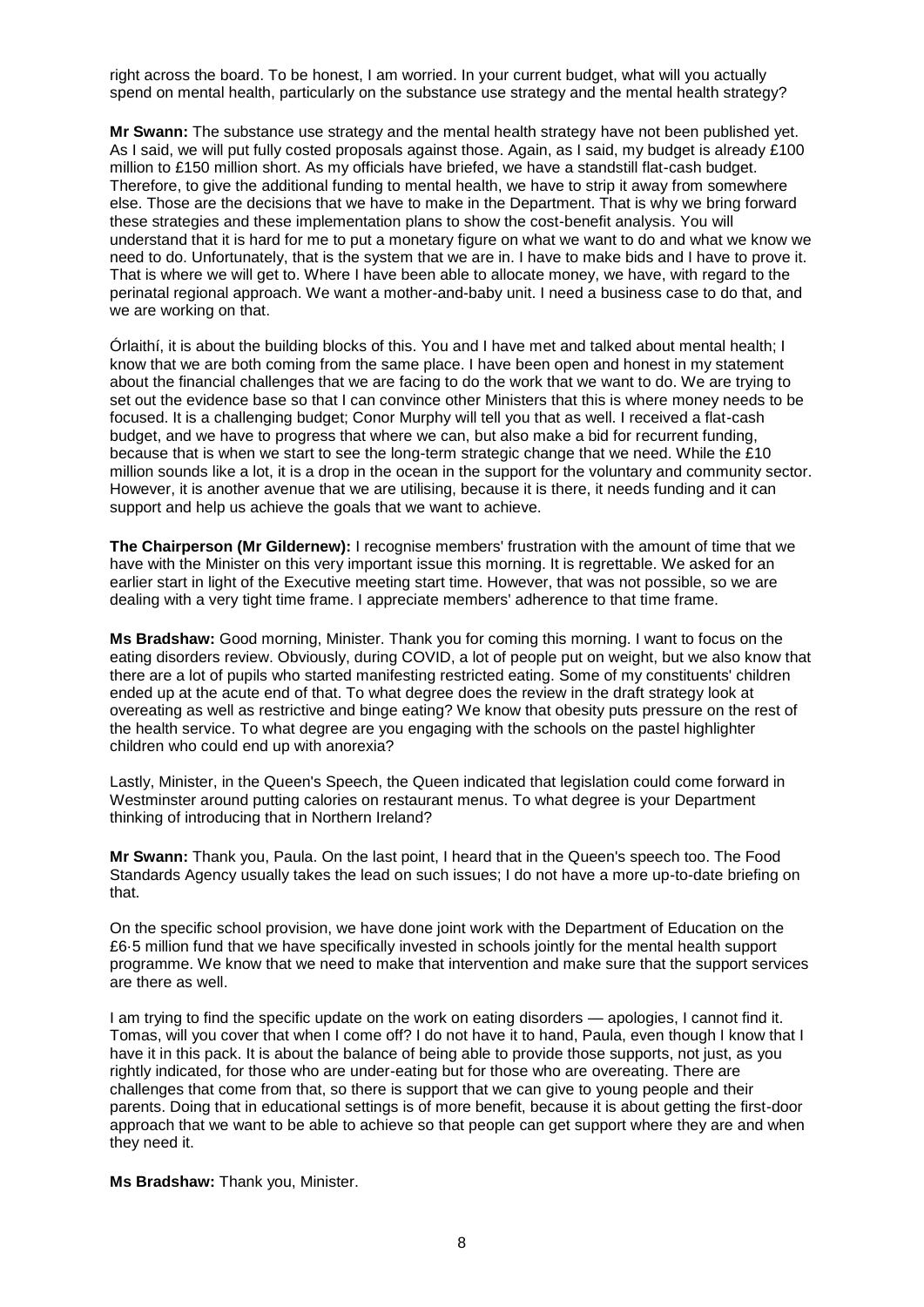right across the board. To be honest, I am worried. In your current budget, what will you actually spend on mental health, particularly on the substance use strategy and the mental health strategy?

**Mr Swann:** The substance use strategy and the mental health strategy have not been published yet. As I said, we will put fully costed proposals against those. Again, as I said, my budget is already £100 million to £150 million short. As my officials have briefed, we have a standstill flat-cash budget. Therefore, to give the additional funding to mental health, we have to strip it away from somewhere else. Those are the decisions that we have to make in the Department. That is why we bring forward these strategies and these implementation plans to show the cost-benefit analysis. You will understand that it is hard for me to put a monetary figure on what we want to do and what we know we need to do. Unfortunately, that is the system that we are in. I have to make bids and I have to prove it. That is where we will get to. Where I have been able to allocate money, we have, with regard to the perinatal regional approach. We want a mother-and-baby unit. I need a business case to do that, and we are working on that.

Órlaithí, it is about the building blocks of this. You and I have met and talked about mental health; I know that we are both coming from the same place. I have been open and honest in my statement about the financial challenges that we are facing to do the work that we want to do. We are trying to set out the evidence base so that I can convince other Ministers that this is where money needs to be focused. It is a challenging budget; Conor Murphy will tell you that as well. I received a flat-cash budget, and we have to progress that where we can, but also make a bid for recurrent funding, because that is when we start to see the long-term strategic change that we need. While the £10 million sounds like a lot, it is a drop in the ocean in the support for the voluntary and community sector. However, it is another avenue that we are utilising, because it is there, it needs funding and it can support and help us achieve the goals that we want to achieve.

**The Chairperson (Mr Gildernew):** I recognise members' frustration with the amount of time that we have with the Minister on this very important issue this morning. It is regrettable. We asked for an earlier start in light of the Executive meeting start time. However, that was not possible, so we are dealing with a very tight time frame. I appreciate members' adherence to that time frame.

**Ms Bradshaw:** Good morning, Minister. Thank you for coming this morning. I want to focus on the eating disorders review. Obviously, during COVID, a lot of people put on weight, but we also know that there are a lot of pupils who started manifesting restricted eating. Some of my constituents' children ended up at the acute end of that. To what degree does the review in the draft strategy look at overeating as well as restrictive and binge eating? We know that obesity puts pressure on the rest of the health service. To what degree are you engaging with the schools on the pastel highlighter children who could end up with anorexia?

Lastly, Minister, in the Queen's Speech, the Queen indicated that legislation could come forward in Westminster around putting calories on restaurant menus. To what degree is your Department thinking of introducing that in Northern Ireland?

**Mr Swann:** Thank you, Paula. On the last point, I heard that in the Queen's speech too. The Food Standards Agency usually takes the lead on such issues; I do not have a more up-to-date briefing on that.

On the specific school provision, we have done joint work with the Department of Education on the £6·5 million fund that we have specifically invested in schools jointly for the mental health support programme. We know that we need to make that intervention and make sure that the support services are there as well.

I am trying to find the specific update on the work on eating disorders — apologies, I cannot find it. Tomas, will you cover that when I come off? I do not have it to hand, Paula, even though I know that I have it in this pack. It is about the balance of being able to provide those supports, not just, as you rightly indicated, for those who are under-eating but for those who are overeating. There are challenges that come from that, so there is support that we can give to young people and their parents. Doing that in educational settings is of more benefit, because it is about getting the first-door approach that we want to be able to achieve so that people can get support where they are and when they need it.

**Ms Bradshaw:** Thank you, Minister.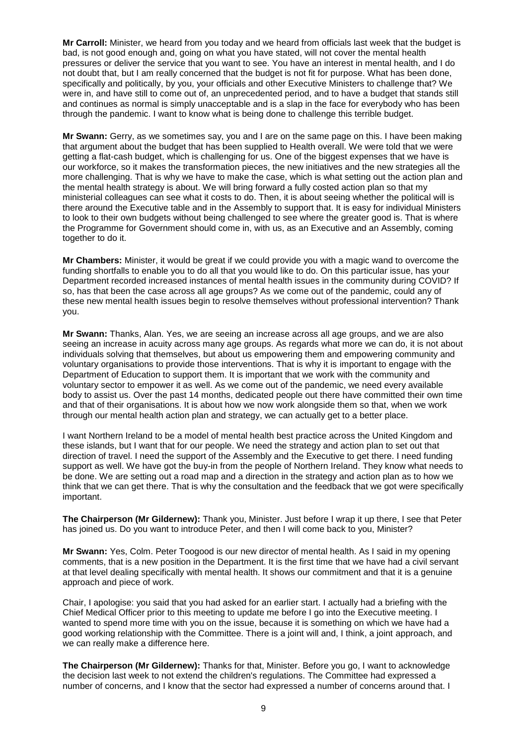**Mr Carroll:** Minister, we heard from you today and we heard from officials last week that the budget is bad, is not good enough and, going on what you have stated, will not cover the mental health pressures or deliver the service that you want to see. You have an interest in mental health, and I do not doubt that, but I am really concerned that the budget is not fit for purpose. What has been done, specifically and politically, by you, your officials and other Executive Ministers to challenge that? We were in, and have still to come out of, an unprecedented period, and to have a budget that stands still and continues as normal is simply unacceptable and is a slap in the face for everybody who has been through the pandemic. I want to know what is being done to challenge this terrible budget.

**Mr Swann:** Gerry, as we sometimes say, you and I are on the same page on this. I have been making that argument about the budget that has been supplied to Health overall. We were told that we were getting a flat-cash budget, which is challenging for us. One of the biggest expenses that we have is our workforce, so it makes the transformation pieces, the new initiatives and the new strategies all the more challenging. That is why we have to make the case, which is what setting out the action plan and the mental health strategy is about. We will bring forward a fully costed action plan so that my ministerial colleagues can see what it costs to do. Then, it is about seeing whether the political will is there around the Executive table and in the Assembly to support that. It is easy for individual Ministers to look to their own budgets without being challenged to see where the greater good is. That is where the Programme for Government should come in, with us, as an Executive and an Assembly, coming together to do it.

**Mr Chambers:** Minister, it would be great if we could provide you with a magic wand to overcome the funding shortfalls to enable you to do all that you would like to do. On this particular issue, has your Department recorded increased instances of mental health issues in the community during COVID? If so, has that been the case across all age groups? As we come out of the pandemic, could any of these new mental health issues begin to resolve themselves without professional intervention? Thank you.

**Mr Swann:** Thanks, Alan. Yes, we are seeing an increase across all age groups, and we are also seeing an increase in acuity across many age groups. As regards what more we can do, it is not about individuals solving that themselves, but about us empowering them and empowering community and voluntary organisations to provide those interventions. That is why it is important to engage with the Department of Education to support them. It is important that we work with the community and voluntary sector to empower it as well. As we come out of the pandemic, we need every available body to assist us. Over the past 14 months, dedicated people out there have committed their own time and that of their organisations. It is about how we now work alongside them so that, when we work through our mental health action plan and strategy, we can actually get to a better place.

I want Northern Ireland to be a model of mental health best practice across the United Kingdom and these islands, but I want that for our people. We need the strategy and action plan to set out that direction of travel. I need the support of the Assembly and the Executive to get there. I need funding support as well. We have got the buy-in from the people of Northern Ireland. They know what needs to be done. We are setting out a road map and a direction in the strategy and action plan as to how we think that we can get there. That is why the consultation and the feedback that we got were specifically important.

**The Chairperson (Mr Gildernew):** Thank you, Minister. Just before I wrap it up there, I see that Peter has joined us. Do you want to introduce Peter, and then I will come back to you, Minister?

**Mr Swann:** Yes, Colm. Peter Toogood is our new director of mental health. As I said in my opening comments, that is a new position in the Department. It is the first time that we have had a civil servant at that level dealing specifically with mental health. It shows our commitment and that it is a genuine approach and piece of work.

Chair, I apologise: you said that you had asked for an earlier start. I actually had a briefing with the Chief Medical Officer prior to this meeting to update me before I go into the Executive meeting. I wanted to spend more time with you on the issue, because it is something on which we have had a good working relationship with the Committee. There is a joint will and, I think, a joint approach, and we can really make a difference here.

**The Chairperson (Mr Gildernew):** Thanks for that, Minister. Before you go, I want to acknowledge the decision last week to not extend the children's regulations. The Committee had expressed a number of concerns, and I know that the sector had expressed a number of concerns around that. I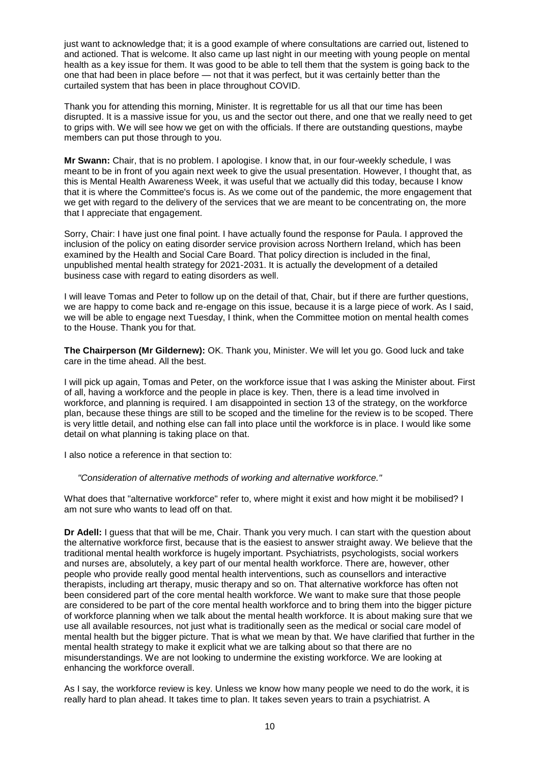just want to acknowledge that; it is a good example of where consultations are carried out, listened to and actioned. That is welcome. It also came up last night in our meeting with young people on mental health as a key issue for them. It was good to be able to tell them that the system is going back to the one that had been in place before — not that it was perfect, but it was certainly better than the curtailed system that has been in place throughout COVID.

Thank you for attending this morning, Minister. It is regrettable for us all that our time has been disrupted. It is a massive issue for you, us and the sector out there, and one that we really need to get to grips with. We will see how we get on with the officials. If there are outstanding questions, maybe members can put those through to you.

**Mr Swann:** Chair, that is no problem. I apologise. I know that, in our four-weekly schedule, I was meant to be in front of you again next week to give the usual presentation. However, I thought that, as this is Mental Health Awareness Week, it was useful that we actually did this today, because I know that it is where the Committee's focus is. As we come out of the pandemic, the more engagement that we get with regard to the delivery of the services that we are meant to be concentrating on, the more that I appreciate that engagement.

Sorry, Chair: I have just one final point. I have actually found the response for Paula. I approved the inclusion of the policy on eating disorder service provision across Northern Ireland, which has been examined by the Health and Social Care Board. That policy direction is included in the final, unpublished mental health strategy for 2021-2031. It is actually the development of a detailed business case with regard to eating disorders as well.

I will leave Tomas and Peter to follow up on the detail of that, Chair, but if there are further questions, we are happy to come back and re-engage on this issue, because it is a large piece of work. As I said, we will be able to engage next Tuesday, I think, when the Committee motion on mental health comes to the House. Thank you for that.

**The Chairperson (Mr Gildernew):** OK. Thank you, Minister. We will let you go. Good luck and take care in the time ahead. All the best.

I will pick up again, Tomas and Peter, on the workforce issue that I was asking the Minister about. First of all, having a workforce and the people in place is key. Then, there is a lead time involved in workforce, and planning is required. I am disappointed in section 13 of the strategy, on the workforce plan, because these things are still to be scoped and the timeline for the review is to be scoped. There is very little detail, and nothing else can fall into place until the workforce is in place. I would like some detail on what planning is taking place on that.

I also notice a reference in that section to:

> *"Consideration of alternative methods of working and alternative workforce."*

What does that "alternative workforce" refer to, where might it exist and how might it be mobilised? I am not sure who wants to lead off on that.

**Dr Adell:** I guess that that will be me, Chair. Thank you very much. I can start with the question about the alternative workforce first, because that is the easiest to answer straight away. We believe that the traditional mental health workforce is hugely important. Psychiatrists, psychologists, social workers and nurses are, absolutely, a key part of our mental health workforce. There are, however, other people who provide really good mental health interventions, such as counsellors and interactive therapists, including art therapy, music therapy and so on. That alternative workforce has often not been considered part of the core mental health workforce. We want to make sure that those people are considered to be part of the core mental health workforce and to bring them into the bigger picture of workforce planning when we talk about the mental health workforce. It is about making sure that we use all available resources, not just what is traditionally seen as the medical or social care model of mental health but the bigger picture. That is what we mean by that. We have clarified that further in the mental health strategy to make it explicit what we are talking about so that there are no misunderstandings. We are not looking to undermine the existing workforce. We are looking at enhancing the workforce overall.

As I say, the workforce review is key. Unless we know how many people we need to do the work, it is really hard to plan ahead. It takes time to plan. It takes seven years to train a psychiatrist. A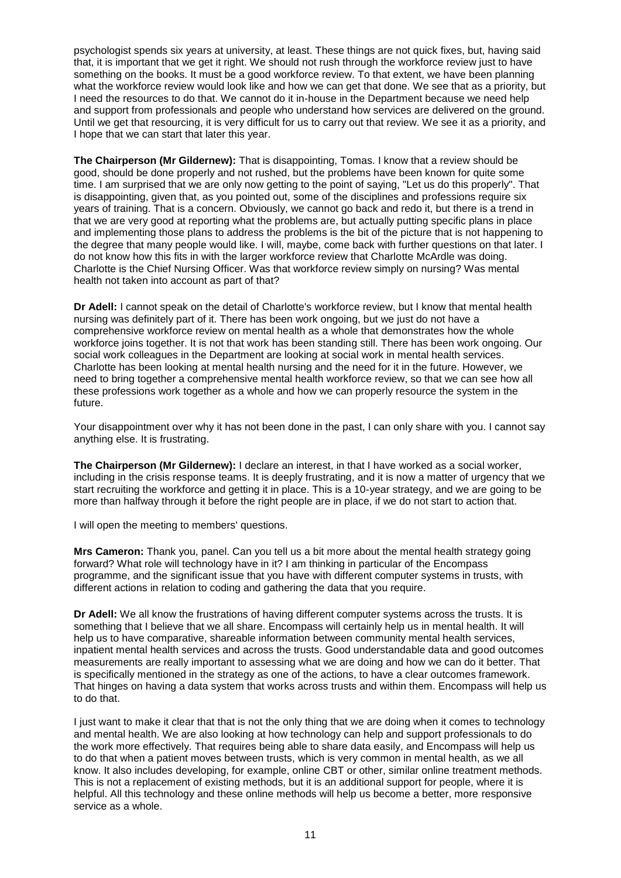psychologist spends six years at university, at least. These things are not quick fixes, but, having said that, it is important that we get it right. We should not rush through the workforce review just to have something on the books. It must be a good workforce review. To that extent, we have been planning what the workforce review would look like and how we can get that done. We see that as a priority, but I need the resources to do that. We cannot do it in-house in the Department because we need help and support from professionals and people who understand how services are delivered on the ground. Until we get that resourcing, it is very difficult for us to carry out that review. We see it as a priority, and I hope that we can start that later this year.

**The Chairperson (Mr Gildernew):** That is disappointing, Tomas. I know that a review should be good, should be done properly and not rushed, but the problems have been known for quite some time. I am surprised that we are only now getting to the point of saying, "Let us do this properly". That is disappointing, given that, as you pointed out, some of the disciplines and professions require six years of training. That is a concern. Obviously, we cannot go back and redo it, but there is a trend in that we are very good at reporting what the problems are, but actually putting specific plans in place and implementing those plans to address the problems is the bit of the picture that is not happening to the degree that many people would like. I will, maybe, come back with further questions on that later. I do not know how this fits in with the larger workforce review that Charlotte McArdle was doing. Charlotte is the Chief Nursing Officer. Was that workforce review simply on nursing? Was mental health not taken into account as part of that?

**Dr Adell:** I cannot speak on the detail of Charlotte's workforce review, but I know that mental health nursing was definitely part of it. There has been work ongoing, but we just do not have a comprehensive workforce review on mental health as a whole that demonstrates how the whole workforce joins together. It is not that work has been standing still. There has been work ongoing. Our social work colleagues in the Department are looking at social work in mental health services. Charlotte has been looking at mental health nursing and the need for it in the future. However, we need to bring together a comprehensive mental health workforce review, so that we can see how all these professions work together as a whole and how we can properly resource the system in the future.

Your disappointment over why it has not been done in the past, I can only share with you. I cannot say anything else. It is frustrating.

**The Chairperson (Mr Gildernew):** I declare an interest, in that I have worked as a social worker, including in the crisis response teams. It is deeply frustrating, and it is now a matter of urgency that we start recruiting the workforce and getting it in place. This is a 10-year strategy, and we are going to be more than halfway through it before the right people are in place, if we do not start to action that.

I will open the meeting to members' questions.

**Mrs Cameron:** Thank you, panel. Can you tell us a bit more about the mental health strategy going forward? What role will technology have in it? I am thinking in particular of the Encompass programme, and the significant issue that you have with different computer systems in trusts, with different actions in relation to coding and gathering the data that you require.

**Dr Adell:** We all know the frustrations of having different computer systems across the trusts. It is something that I believe that we all share. Encompass will certainly help us in mental health. It will help us to have comparative, shareable information between community mental health services, inpatient mental health services and across the trusts. Good understandable data and good outcomes measurements are really important to assessing what we are doing and how we can do it better. That is specifically mentioned in the strategy as one of the actions, to have a clear outcomes framework. That hinges on having a data system that works across trusts and within them. Encompass will help us to do that.

I just want to make it clear that that is not the only thing that we are doing when it comes to technology and mental health. We are also looking at how technology can help and support professionals to do the work more effectively. That requires being able to share data easily, and Encompass will help us to do that when a patient moves between trusts, which is very common in mental health, as we all know. It also includes developing, for example, online CBT or other, similar online treatment methods. This is not a replacement of existing methods, but it is an additional support for people, where it is helpful. All this technology and these online methods will help us become a better, more responsive service as a whole.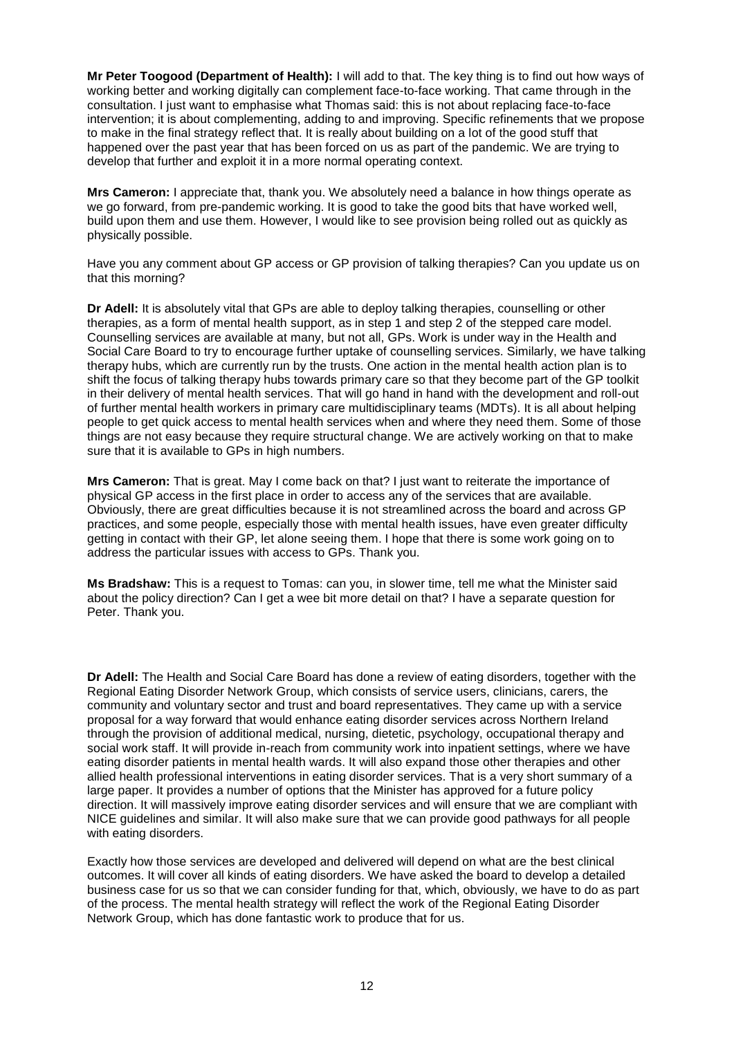**Mr Peter Toogood (Department of Health):** I will add to that. The key thing is to find out how ways of working better and working digitally can complement face-to-face working. That came through in the consultation. I just want to emphasise what Thomas said: this is not about replacing face-to-face intervention; it is about complementing, adding to and improving. Specific refinements that we propose to make in the final strategy reflect that. It is really about building on a lot of the good stuff that happened over the past year that has been forced on us as part of the pandemic. We are trying to develop that further and exploit it in a more normal operating context.

**Mrs Cameron:** I appreciate that, thank you. We absolutely need a balance in how things operate as we go forward, from pre-pandemic working. It is good to take the good bits that have worked well, build upon them and use them. However, I would like to see provision being rolled out as quickly as physically possible.

Have you any comment about GP access or GP provision of talking therapies? Can you update us on that this morning?

**Dr Adell:** It is absolutely vital that GPs are able to deploy talking therapies, counselling or other therapies, as a form of mental health support, as in step 1 and step 2 of the stepped care model. Counselling services are available at many, but not all, GPs. Work is under way in the Health and Social Care Board to try to encourage further uptake of counselling services. Similarly, we have talking therapy hubs, which are currently run by the trusts. One action in the mental health action plan is to shift the focus of talking therapy hubs towards primary care so that they become part of the GP toolkit in their delivery of mental health services. That will go hand in hand with the development and roll-out of further mental health workers in primary care multidisciplinary teams (MDTs). It is all about helping people to get quick access to mental health services when and where they need them. Some of those things are not easy because they require structural change. We are actively working on that to make sure that it is available to GPs in high numbers.

**Mrs Cameron:** That is great. May I come back on that? I just want to reiterate the importance of physical GP access in the first place in order to access any of the services that are available. Obviously, there are great difficulties because it is not streamlined across the board and across GP practices, and some people, especially those with mental health issues, have even greater difficulty getting in contact with their GP, let alone seeing them. I hope that there is some work going on to address the particular issues with access to GPs. Thank you.

**Ms Bradshaw:** This is a request to Tomas: can you, in slower time, tell me what the Minister said about the policy direction? Can I get a wee bit more detail on that? I have a separate question for Peter. Thank you.

**Dr Adell:** The Health and Social Care Board has done a review of eating disorders, together with the Regional Eating Disorder Network Group, which consists of service users, clinicians, carers, the community and voluntary sector and trust and board representatives. They came up with a service proposal for a way forward that would enhance eating disorder services across Northern Ireland through the provision of additional medical, nursing, dietetic, psychology, occupational therapy and social work staff. It will provide in-reach from community work into inpatient settings, where we have eating disorder patients in mental health wards. It will also expand those other therapies and other allied health professional interventions in eating disorder services. That is a very short summary of a large paper. It provides a number of options that the Minister has approved for a future policy direction. It will massively improve eating disorder services and will ensure that we are compliant with NICE guidelines and similar. It will also make sure that we can provide good pathways for all people with eating disorders.

Exactly how those services are developed and delivered will depend on what are the best clinical outcomes. It will cover all kinds of eating disorders. We have asked the board to develop a detailed business case for us so that we can consider funding for that, which, obviously, we have to do as part of the process. The mental health strategy will reflect the work of the Regional Eating Disorder Network Group, which has done fantastic work to produce that for us.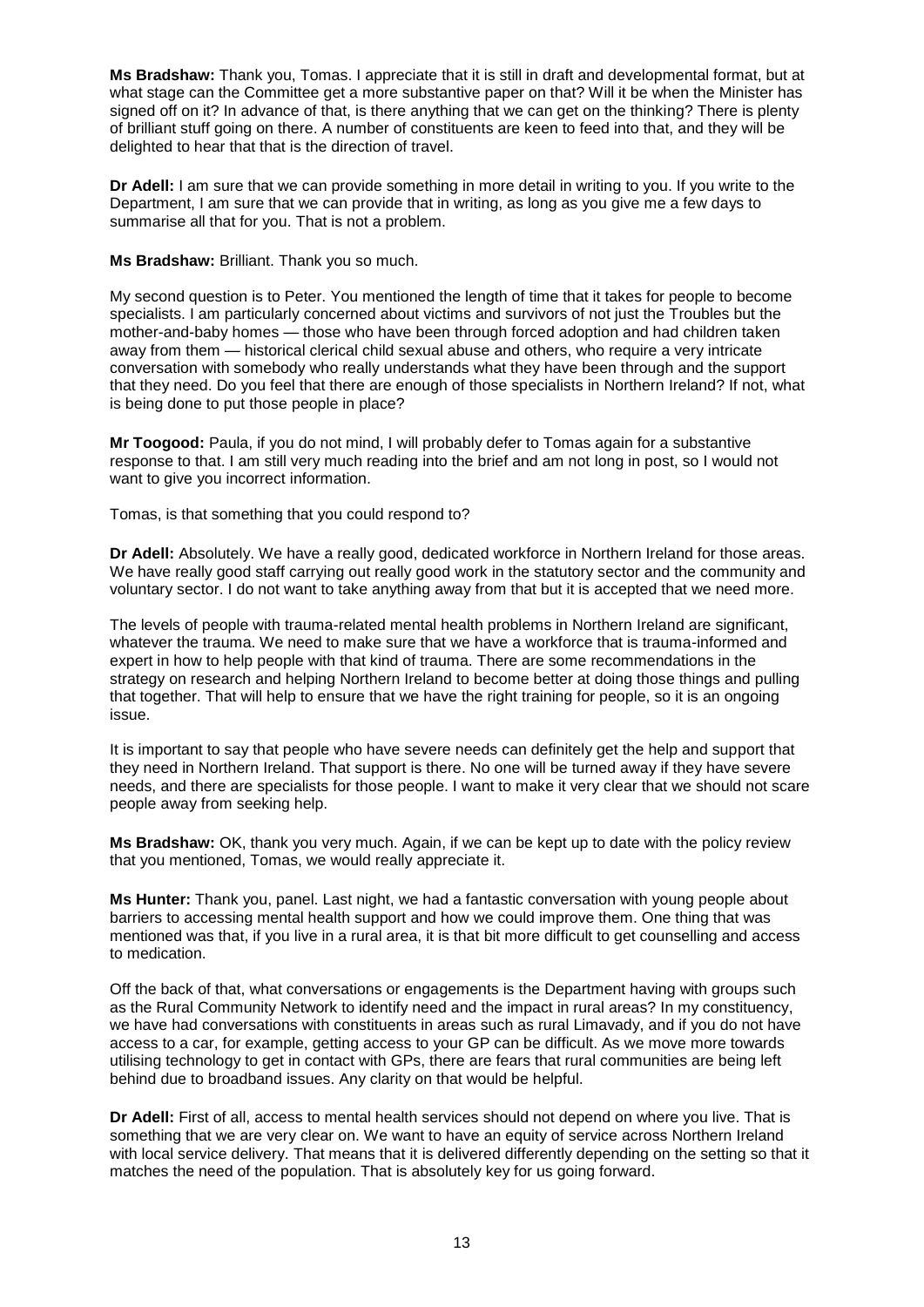**Ms Bradshaw:** Thank you, Tomas. I appreciate that it is still in draft and developmental format, but at what stage can the Committee get a more substantive paper on that? Will it be when the Minister has signed off on it? In advance of that, is there anything that we can get on the thinking? There is plenty of brilliant stuff going on there. A number of constituents are keen to feed into that, and they will be delighted to hear that that is the direction of travel.

**Dr Adell:** I am sure that we can provide something in more detail in writing to you. If you write to the Department, I am sure that we can provide that in writing, as long as you give me a few days to summarise all that for you. That is not a problem.

**Ms Bradshaw:** Brilliant. Thank you so much.

My second question is to Peter. You mentioned the length of time that it takes for people to become specialists. I am particularly concerned about victims and survivors of not just the Troubles but the mother-and-baby homes — those who have been through forced adoption and had children taken away from them — historical clerical child sexual abuse and others, who require a very intricate conversation with somebody who really understands what they have been through and the support that they need. Do you feel that there are enough of those specialists in Northern Ireland? If not, what is being done to put those people in place?

**Mr Toogood:** Paula, if you do not mind, I will probably defer to Tomas again for a substantive response to that. I am still very much reading into the brief and am not long in post, so I would not want to give you incorrect information.

Tomas, is that something that you could respond to?

**Dr Adell:** Absolutely. We have a really good, dedicated workforce in Northern Ireland for those areas. We have really good staff carrying out really good work in the statutory sector and the community and voluntary sector. I do not want to take anything away from that but it is accepted that we need more.

The levels of people with trauma-related mental health problems in Northern Ireland are significant, whatever the trauma. We need to make sure that we have a workforce that is trauma-informed and expert in how to help people with that kind of trauma. There are some recommendations in the strategy on research and helping Northern Ireland to become better at doing those things and pulling that together. That will help to ensure that we have the right training for people, so it is an ongoing issue.

It is important to say that people who have severe needs can definitely get the help and support that they need in Northern Ireland. That support is there. No one will be turned away if they have severe needs, and there are specialists for those people. I want to make it very clear that we should not scare people away from seeking help.

**Ms Bradshaw:** OK, thank you very much. Again, if we can be kept up to date with the policy review that you mentioned, Tomas, we would really appreciate it.

**Ms Hunter:** Thank you, panel. Last night, we had a fantastic conversation with young people about barriers to accessing mental health support and how we could improve them. One thing that was mentioned was that, if you live in a rural area, it is that bit more difficult to get counselling and access to medication.

Off the back of that, what conversations or engagements is the Department having with groups such as the Rural Community Network to identify need and the impact in rural areas? In my constituency, we have had conversations with constituents in areas such as rural Limavady, and if you do not have access to a car, for example, getting access to your GP can be difficult. As we move more towards utilising technology to get in contact with GPs, there are fears that rural communities are being left behind due to broadband issues. Any clarity on that would be helpful.

**Dr Adell:** First of all, access to mental health services should not depend on where you live. That is something that we are very clear on. We want to have an equity of service across Northern Ireland with local service delivery. That means that it is delivered differently depending on the setting so that it matches the need of the population. That is absolutely key for us going forward.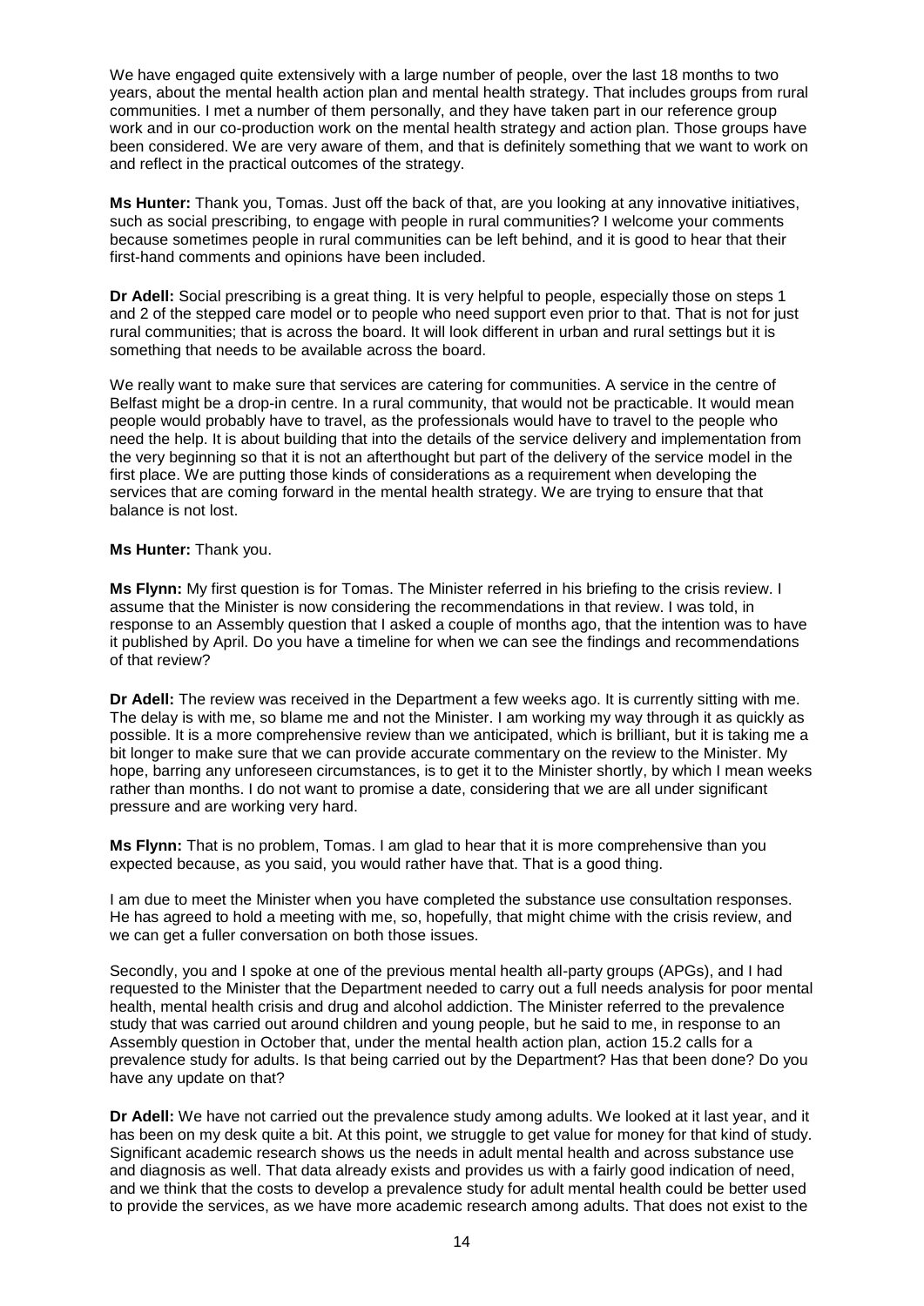We have engaged quite extensively with a large number of people, over the last 18 months to two years, about the mental health action plan and mental health strategy. That includes groups from rural communities. I met a number of them personally, and they have taken part in our reference group work and in our co-production work on the mental health strategy and action plan. Those groups have been considered. We are very aware of them, and that is definitely something that we want to work on and reflect in the practical outcomes of the strategy.

**Ms Hunter:** Thank you, Tomas. Just off the back of that, are you looking at any innovative initiatives, such as social prescribing, to engage with people in rural communities? I welcome your comments because sometimes people in rural communities can be left behind, and it is good to hear that their first-hand comments and opinions have been included.

**Dr Adell:** Social prescribing is a great thing. It is very helpful to people, especially those on steps 1 and 2 of the stepped care model or to people who need support even prior to that. That is not for just rural communities; that is across the board. It will look different in urban and rural settings but it is something that needs to be available across the board.

We really want to make sure that services are catering for communities. A service in the centre of Belfast might be a drop-in centre. In a rural community, that would not be practicable. It would mean people would probably have to travel, as the professionals would have to travel to the people who need the help. It is about building that into the details of the service delivery and implementation from the very beginning so that it is not an afterthought but part of the delivery of the service model in the first place. We are putting those kinds of considerations as a requirement when developing the services that are coming forward in the mental health strategy. We are trying to ensure that that balance is not lost.

**Ms Hunter:** Thank you.

**Ms Flynn:** My first question is for Tomas. The Minister referred in his briefing to the crisis review. I assume that the Minister is now considering the recommendations in that review. I was told, in response to an Assembly question that I asked a couple of months ago, that the intention was to have it published by April. Do you have a timeline for when we can see the findings and recommendations of that review?

**Dr Adell:** The review was received in the Department a few weeks ago. It is currently sitting with me. The delay is with me, so blame me and not the Minister. I am working my way through it as quickly as possible. It is a more comprehensive review than we anticipated, which is brilliant, but it is taking me a bit longer to make sure that we can provide accurate commentary on the review to the Minister. My hope, barring any unforeseen circumstances, is to get it to the Minister shortly, by which I mean weeks rather than months. I do not want to promise a date, considering that we are all under significant pressure and are working very hard.

**Ms Flynn:** That is no problem, Tomas. I am glad to hear that it is more comprehensive than you expected because, as you said, you would rather have that. That is a good thing.

I am due to meet the Minister when you have completed the substance use consultation responses. He has agreed to hold a meeting with me, so, hopefully, that might chime with the crisis review, and we can get a fuller conversation on both those issues.

Secondly, you and I spoke at one of the previous mental health all-party groups (APGs), and I had requested to the Minister that the Department needed to carry out a full needs analysis for poor mental health, mental health crisis and drug and alcohol addiction. The Minister referred to the prevalence study that was carried out around children and young people, but he said to me, in response to an Assembly question in October that, under the mental health action plan, action 15.2 calls for a prevalence study for adults. Is that being carried out by the Department? Has that been done? Do you have any update on that?

**Dr Adell:** We have not carried out the prevalence study among adults. We looked at it last year, and it has been on my desk quite a bit. At this point, we struggle to get value for money for that kind of study. Significant academic research shows us the needs in adult mental health and across substance use and diagnosis as well. That data already exists and provides us with a fairly good indication of need, and we think that the costs to develop a prevalence study for adult mental health could be better used to provide the services, as we have more academic research among adults. That does not exist to the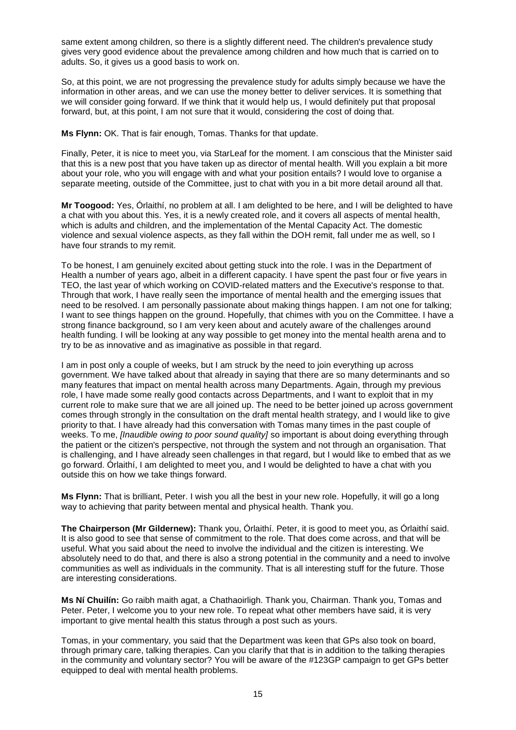same extent among children, so there is a slightly different need. The children's prevalence study gives very good evidence about the prevalence among children and how much that is carried on to adults. So, it gives us a good basis to work on.

So, at this point, we are not progressing the prevalence study for adults simply because we have the information in other areas, and we can use the money better to deliver services. It is something that we will consider going forward. If we think that it would help us, I would definitely put that proposal forward, but, at this point, I am not sure that it would, considering the cost of doing that.

**Ms Flynn:** OK. That is fair enough, Tomas. Thanks for that update.

Finally, Peter, it is nice to meet you, via StarLeaf for the moment. I am conscious that the Minister said that this is a new post that you have taken up as director of mental health. Will you explain a bit more about your role, who you will engage with and what your position entails? I would love to organise a separate meeting, outside of the Committee, just to chat with you in a bit more detail around all that.

**Mr Toogood:** Yes, Órlaithí, no problem at all. I am delighted to be here, and I will be delighted to have a chat with you about this. Yes, it is a newly created role, and it covers all aspects of mental health, which is adults and children, and the implementation of the Mental Capacity Act. The domestic violence and sexual violence aspects, as they fall within the DOH remit, fall under me as well, so I have four strands to my remit.

To be honest, I am genuinely excited about getting stuck into the role. I was in the Department of Health a number of years ago, albeit in a different capacity. I have spent the past four or five years in TEO, the last year of which working on COVID-related matters and the Executive's response to that. Through that work, I have really seen the importance of mental health and the emerging issues that need to be resolved. I am personally passionate about making things happen. I am not one for talking; I want to see things happen on the ground. Hopefully, that chimes with you on the Committee. I have a strong finance background, so I am very keen about and acutely aware of the challenges around health funding. I will be looking at any way possible to get money into the mental health arena and to try to be as innovative and as imaginative as possible in that regard.

I am in post only a couple of weeks, but I am struck by the need to join everything up across government. We have talked about that already in saying that there are so many determinants and so many features that impact on mental health across many Departments. Again, through my previous role, I have made some really good contacts across Departments, and I want to exploit that in my current role to make sure that we are all joined up. The need to be better joined up across government comes through strongly in the consultation on the draft mental health strategy, and I would like to give priority to that. I have already had this conversation with Tomas many times in the past couple of weeks. To me, *[Inaudible owing to poor sound quality]* so important is about doing everything through the patient or the citizen's perspective, not through the system and not through an organisation. That is challenging, and I have already seen challenges in that regard, but I would like to embed that as we go forward. Órlaithí, I am delighted to meet you, and I would be delighted to have a chat with you outside this on how we take things forward.

**Ms Flynn:** That is brilliant, Peter. I wish you all the best in your new role. Hopefully, it will go a long way to achieving that parity between mental and physical health. Thank you.

**The Chairperson (Mr Gildernew):** Thank you, Órlaithí. Peter, it is good to meet you, as Órlaithí said. It is also good to see that sense of commitment to the role. That does come across, and that will be useful. What you said about the need to involve the individual and the citizen is interesting. We absolutely need to do that, and there is also a strong potential in the community and a need to involve communities as well as individuals in the community. That is all interesting stuff for the future. Those are interesting considerations.

**Ms Ní Chuilín:** Go raibh maith agat, a Chathaoirligh. Thank you, Chairman. Thank you, Tomas and Peter. Peter, I welcome you to your new role. To repeat what other members have said, it is very important to give mental health this status through a post such as yours.

Tomas, in your commentary, you said that the Department was keen that GPs also took on board, through primary care, talking therapies. Can you clarify that that is in addition to the talking therapies in the community and voluntary sector? You will be aware of the #123GP campaign to get GPs better equipped to deal with mental health problems.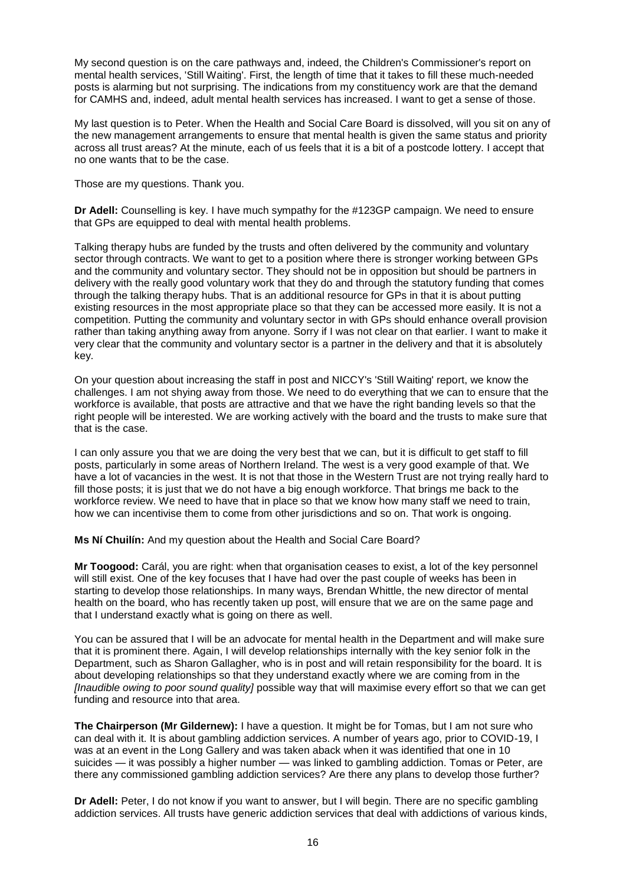My second question is on the care pathways and, indeed, the Children's Commissioner's report on mental health services, 'Still Waiting'. First, the length of time that it takes to fill these much-needed posts is alarming but not surprising. The indications from my constituency work are that the demand for CAMHS and, indeed, adult mental health services has increased. I want to get a sense of those.

My last question is to Peter. When the Health and Social Care Board is dissolved, will you sit on any of the new management arrangements to ensure that mental health is given the same status and priority across all trust areas? At the minute, each of us feels that it is a bit of a postcode lottery. I accept that no one wants that to be the case.

Those are my questions. Thank you.

**Dr Adell:** Counselling is key. I have much sympathy for the #123GP campaign. We need to ensure that GPs are equipped to deal with mental health problems.

Talking therapy hubs are funded by the trusts and often delivered by the community and voluntary sector through contracts. We want to get to a position where there is stronger working between GPs and the community and voluntary sector. They should not be in opposition but should be partners in delivery with the really good voluntary work that they do and through the statutory funding that comes through the talking therapy hubs. That is an additional resource for GPs in that it is about putting existing resources in the most appropriate place so that they can be accessed more easily. It is not a competition. Putting the community and voluntary sector in with GPs should enhance overall provision rather than taking anything away from anyone. Sorry if I was not clear on that earlier. I want to make it very clear that the community and voluntary sector is a partner in the delivery and that it is absolutely key.

On your question about increasing the staff in post and NICCY's 'Still Waiting' report, we know the challenges. I am not shying away from those. We need to do everything that we can to ensure that the workforce is available, that posts are attractive and that we have the right banding levels so that the right people will be interested. We are working actively with the board and the trusts to make sure that that is the case.

I can only assure you that we are doing the very best that we can, but it is difficult to get staff to fill posts, particularly in some areas of Northern Ireland. The west is a very good example of that. We have a lot of vacancies in the west. It is not that those in the Western Trust are not trying really hard to fill those posts; it is just that we do not have a big enough workforce. That brings me back to the workforce review. We need to have that in place so that we know how many staff we need to train, how we can incentivise them to come from other jurisdictions and so on. That work is ongoing.

**Ms Ní Chuilín:** And my question about the Health and Social Care Board?

**Mr Toogood:** Carál, you are right: when that organisation ceases to exist, a lot of the key personnel will still exist. One of the key focuses that I have had over the past couple of weeks has been in starting to develop those relationships. In many ways, Brendan Whittle, the new director of mental health on the board, who has recently taken up post, will ensure that we are on the same page and that I understand exactly what is going on there as well.

You can be assured that I will be an advocate for mental health in the Department and will make sure that it is prominent there. Again, I will develop relationships internally with the key senior folk in the Department, such as Sharon Gallagher, who is in post and will retain responsibility for the board. It is about developing relationships so that they understand exactly where we are coming from in the *[Inaudible owing to poor sound quality]* possible way that will maximise every effort so that we can get funding and resource into that area.

**The Chairperson (Mr Gildernew):** I have a question. It might be for Tomas, but I am not sure who can deal with it. It is about gambling addiction services. A number of years ago, prior to COVID-19, I was at an event in the Long Gallery and was taken aback when it was identified that one in 10 suicides — it was possibly a higher number — was linked to gambling addiction. Tomas or Peter, are there any commissioned gambling addiction services? Are there any plans to develop those further?

**Dr Adell:** Peter, I do not know if you want to answer, but I will begin. There are no specific gambling addiction services. All trusts have generic addiction services that deal with addictions of various kinds,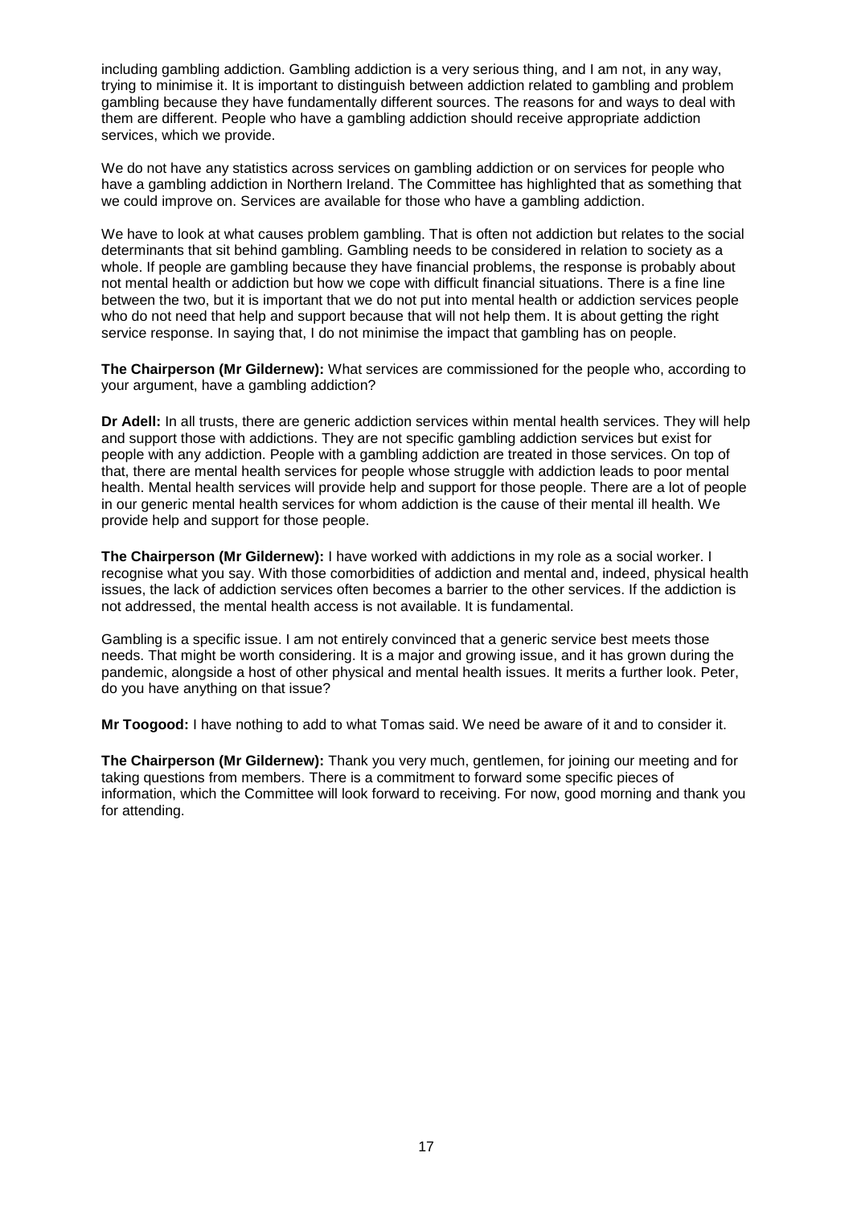including gambling addiction. Gambling addiction is a very serious thing, and I am not, in any way, trying to minimise it. It is important to distinguish between addiction related to gambling and problem gambling because they have fundamentally different sources. The reasons for and ways to deal with them are different. People who have a gambling addiction should receive appropriate addiction services, which we provide.

We do not have any statistics across services on gambling addiction or on services for people who have a gambling addiction in Northern Ireland. The Committee has highlighted that as something that we could improve on. Services are available for those who have a gambling addiction.

We have to look at what causes problem gambling. That is often not addiction but relates to the social determinants that sit behind gambling. Gambling needs to be considered in relation to society as a whole. If people are gambling because they have financial problems, the response is probably about not mental health or addiction but how we cope with difficult financial situations. There is a fine line between the two, but it is important that we do not put into mental health or addiction services people who do not need that help and support because that will not help them. It is about getting the right service response. In saying that, I do not minimise the impact that gambling has on people.

**The Chairperson (Mr Gildernew):** What services are commissioned for the people who, according to your argument, have a gambling addiction?

**Dr Adell:** In all trusts, there are generic addiction services within mental health services. They will help and support those with addictions. They are not specific gambling addiction services but exist for people with any addiction. People with a gambling addiction are treated in those services. On top of that, there are mental health services for people whose struggle with addiction leads to poor mental health. Mental health services will provide help and support for those people. There are a lot of people in our generic mental health services for whom addiction is the cause of their mental ill health. We provide help and support for those people.

**The Chairperson (Mr Gildernew):** I have worked with addictions in my role as a social worker. I recognise what you say. With those comorbidities of addiction and mental and, indeed, physical health issues, the lack of addiction services often becomes a barrier to the other services. If the addiction is not addressed, the mental health access is not available. It is fundamental.

Gambling is a specific issue. I am not entirely convinced that a generic service best meets those needs. That might be worth considering. It is a major and growing issue, and it has grown during the pandemic, alongside a host of other physical and mental health issues. It merits a further look. Peter, do you have anything on that issue?

**Mr Toogood:** I have nothing to add to what Tomas said. We need be aware of it and to consider it.

**The Chairperson (Mr Gildernew):** Thank you very much, gentlemen, for joining our meeting and for taking questions from members. There is a commitment to forward some specific pieces of information, which the Committee will look forward to receiving. For now, good morning and thank you for attending.